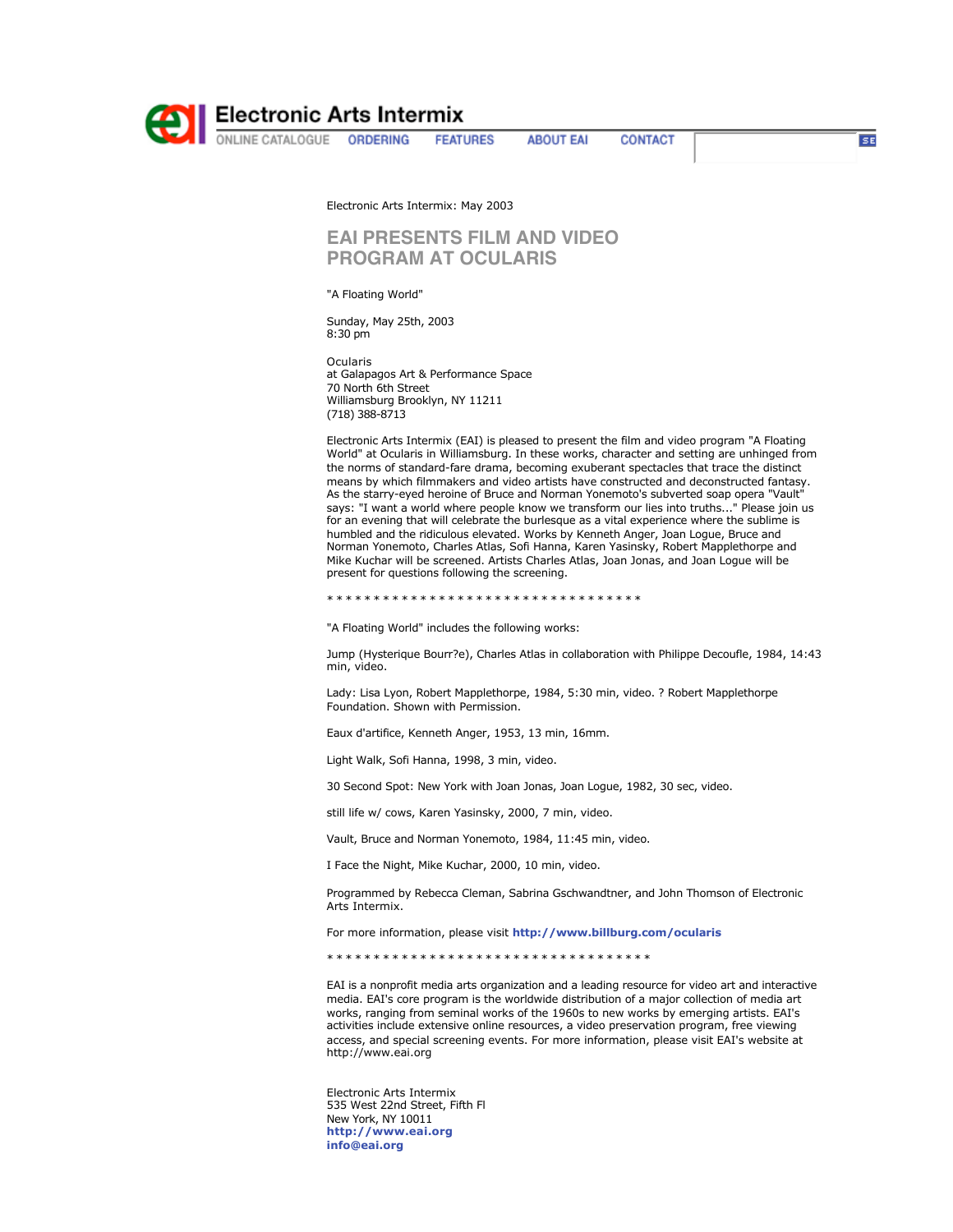Electronic Arts Intermix

ONLINE CATALOGUE ORDERING FEATURES ABOUT EAI CONTACT

Electronic Arts Intermix: May 2003

# EAI PRESENTS FILM AND VIDEO PROGRAM AT OCULARIS

"A Floating World"

Sunday, May 25th, 2003
8:30 pm

Ocularis
at Galapagos Art & Performance Space
70 North 6th Street
Williamsburg Brooklyn, NY 11211
(718) 388-8713

Electronic Arts Intermix (EAI) is pleased to present the film and video program "A Floating World" at Ocularis in Williamsburg. In these works, character and setting are unhinged from the norms of standard-fare drama, becoming exuberant spectacles that trace the distinct means by which filmmakers and video artists have constructed and deconstructed fantasy. As the starry-eyed heroine of Bruce and Norman Yonemoto's subverted soap opera "Vault" says: "I want a world where people know we transform our lies into truths..." Please join us for an evening that will celebrate the burlesque as a vital experience where the sublime is humbled and the ridiculous elevated. Works by Kenneth Anger, Joan Logue, Bruce and Norman Yonemoto, Charles Atlas, Sofi Hanna, Karen Yasinsky, Robert Mapplethorpe and Mike Kuchar will be screened. Artists Charles Atlas, Joan Jonas, and Joan Logue will be present for questions following the screening.

* * * * * * * * * * * * * * * * * * * * * * * * * * * * * * * * *

"A Floating World" includes the following works:

Jump (Hysterique Bourr?e), Charles Atlas in collaboration with Philippe Decoufle, 1984, 14:43 min, video.

Lady: Lisa Lyon, Robert Mapplethorpe, 1984, 5:30 min, video. ? Robert Mapplethorpe Foundation. Shown with Permission.

Eaux d'artifice, Kenneth Anger, 1953, 13 min, 16mm.

Light Walk, Sofi Hanna, 1998, 3 min, video.

30 Second Spot: New York with Joan Jonas, Joan Logue, 1982, 30 sec, video.

still life w/ cows, Karen Yasinsky, 2000, 7 min, video.

Vault, Bruce and Norman Yonemoto, 1984, 11:45 min, video.

I Face the Night, Mike Kuchar, 2000, 10 min, video.

Programmed by Rebecca Cleman, Sabrina Gschwandtner, and John Thomson of Electronic Arts Intermix.

For more information, please visit **http://www.billburg.com/ocularis**

* * * * * * * * * * * * * * * * * * * * * * * * * * * * * * * * * *

EAI is a nonprofit media arts organization and a leading resource for video art and interactive media. EAI's core program is the worldwide distribution of a major collection of media art works, ranging from seminal works of the 1960s to new works by emerging artists. EAI's activities include extensive online resources, a video preservation program, free viewing access, and special screening events. For more information, please visit EAI's website at http://www.eai.org

Electronic Arts Intermix
535 West 22nd Street, Fifth Fl
New York, NY 10011
**http://www.eai.org**
**info@eai.org**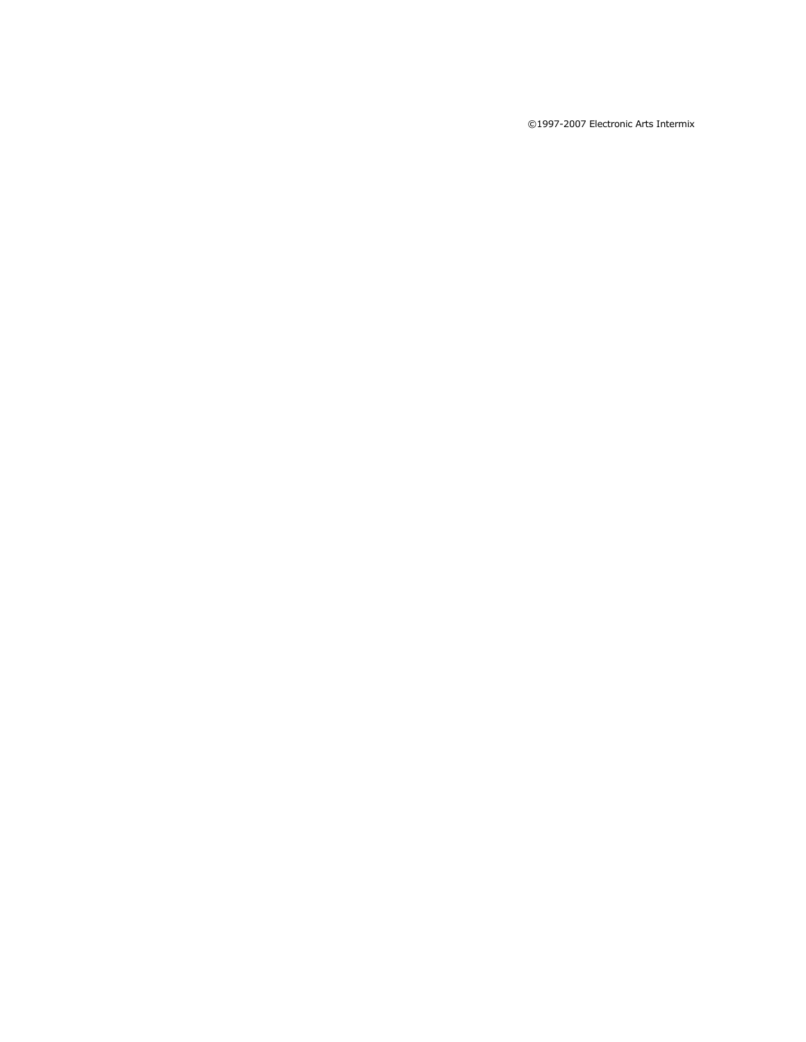©1997-2007 Electronic Arts Intermix